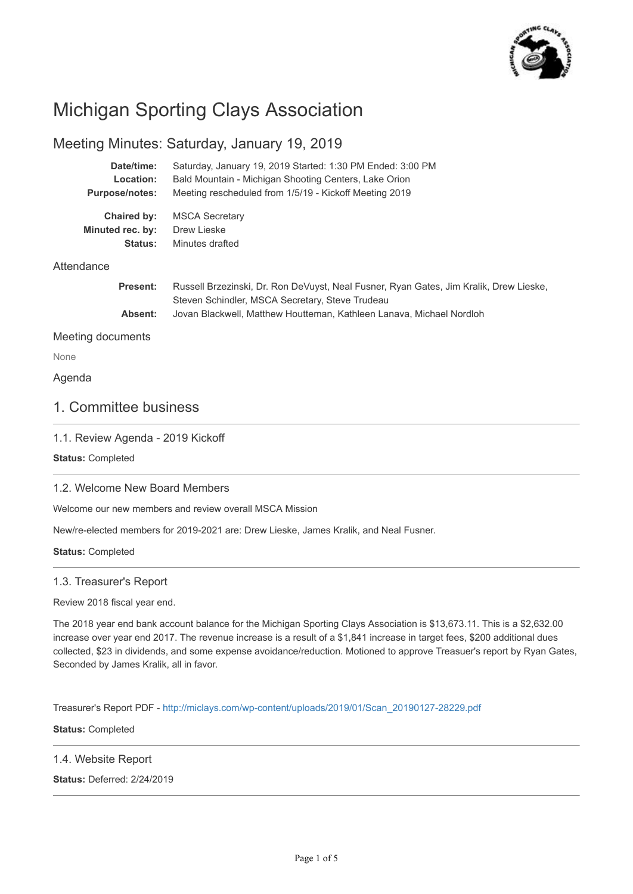# Michigan Sporting Clays Association

## Meeting Minutes: Saturday, January 19, 2019

**Date/time:** Saturday, January 19, 2019 Started: 1:30 PM Ended: 3:00 PM
**Location:** Bald Mountain - Michigan Shooting Centers, Lake Orion
**Purpose/notes:** Meeting rescheduled from 1/5/19 - Kickoff Meeting 2019

**Chaired by:** MSCA Secretary
**Minuted rec. by:** Drew Lieske
**Status:** Minutes drafted

### Attendance

**Present:** Russell Brzezinski, Dr. Ron DeVuyst, Neal Fusner, Ryan Gates, Jim Kralik, Drew Lieske, Steven Schindler, MSCA Secretary, Steve Trudeau
**Absent:** Jovan Blackwell, Matthew Houtteman, Kathleen Lanava, Michael Nordloh

### Meeting documents

None

### Agenda

## 1. Committee business

### 1.1. Review Agenda - 2019 Kickoff

**Status:** Completed

### 1.2. Welcome New Board Members

Welcome our new members and review overall MSCA Mission

New/re-elected members for 2019-2021 are: Drew Lieske, James Kralik, and Neal Fusner.

**Status:** Completed

### 1.3. Treasurer's Report

Review 2018 fiscal year end.

The 2018 year end bank account balance for the Michigan Sporting Clays Association is $13,673.11. This is a $2,632.00 increase over year end 2017. The revenue increase is a result of a $1,841 increase in target fees, $200 additional dues collected, $23 in dividends, and some expense avoidance/reduction. Motioned to approve Treasuer's report by Ryan Gates, Seconded by James Kralik, all in favor.

Treasurer's Report PDF - http://miclays.com/wp-content/uploads/2019/01/Scan_20190127-28229.pdf

**Status:** Completed

### 1.4. Website Report

**Status:** Deferred: 2/24/2019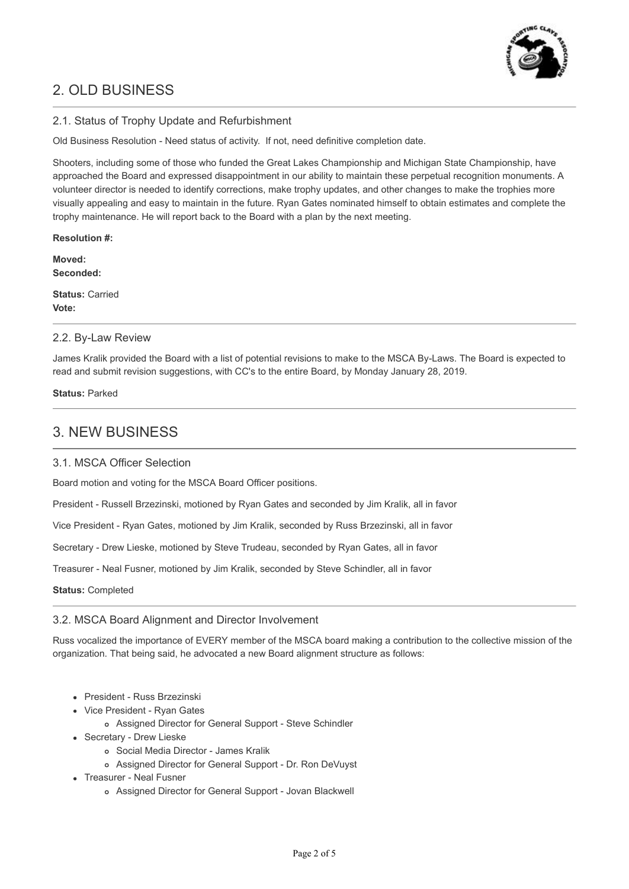# 2. OLD BUSINESS

## 2.1. Status of Trophy Update and Refurbishment

Old Business Resolution - Need status of activity. If not, need definitive completion date.

Shooters, including some of those who funded the Great Lakes Championship and Michigan State Championship, have approached the Board and expressed disappointment in our ability to maintain these perpetual recognition monuments. A volunteer director is needed to identify corrections, make trophy updates, and other changes to make the trophies more visually appealing and easy to maintain in the future. Ryan Gates nominated himself to obtain estimates and complete the trophy maintenance. He will report back to the Board with a plan by the next meeting.

**Resolution #:**

**Moved:**
**Seconded:**

**Status:** Carried
**Vote:**

## 2.2. By-Law Review

James Kralik provided the Board with a list of potential revisions to make to the MSCA By-Laws. The Board is expected to read and submit revision suggestions, with CC's to the entire Board, by Monday January 28, 2019.

**Status:** Parked

# 3. NEW BUSINESS

## 3.1. MSCA Officer Selection

Board motion and voting for the MSCA Board Officer positions.

President - Russell Brzezinski, motioned by Ryan Gates and seconded by Jim Kralik, all in favor

Vice President - Ryan Gates, motioned by Jim Kralik, seconded by Russ Brzezinski, all in favor

Secretary - Drew Lieske, motioned by Steve Trudeau, seconded by Ryan Gates, all in favor

Treasurer - Neal Fusner, motioned by Jim Kralik, seconded by Steve Schindler, all in favor

**Status:** Completed

## 3.2. MSCA Board Alignment and Director Involvement

Russ vocalized the importance of EVERY member of the MSCA board making a contribution to the collective mission of the organization. That being said, he advocated a new Board alignment structure as follows:

- President - Russ Brzezinski
- Vice President - Ryan Gates
  - Assigned Director for General Support - Steve Schindler
- Secretary - Drew Lieske
  - Social Media Director - James Kralik
  - Assigned Director for General Support - Dr. Ron DeVuyst
- Treasurer - Neal Fusner
  - Assigned Director for General Support - Jovan Blackwell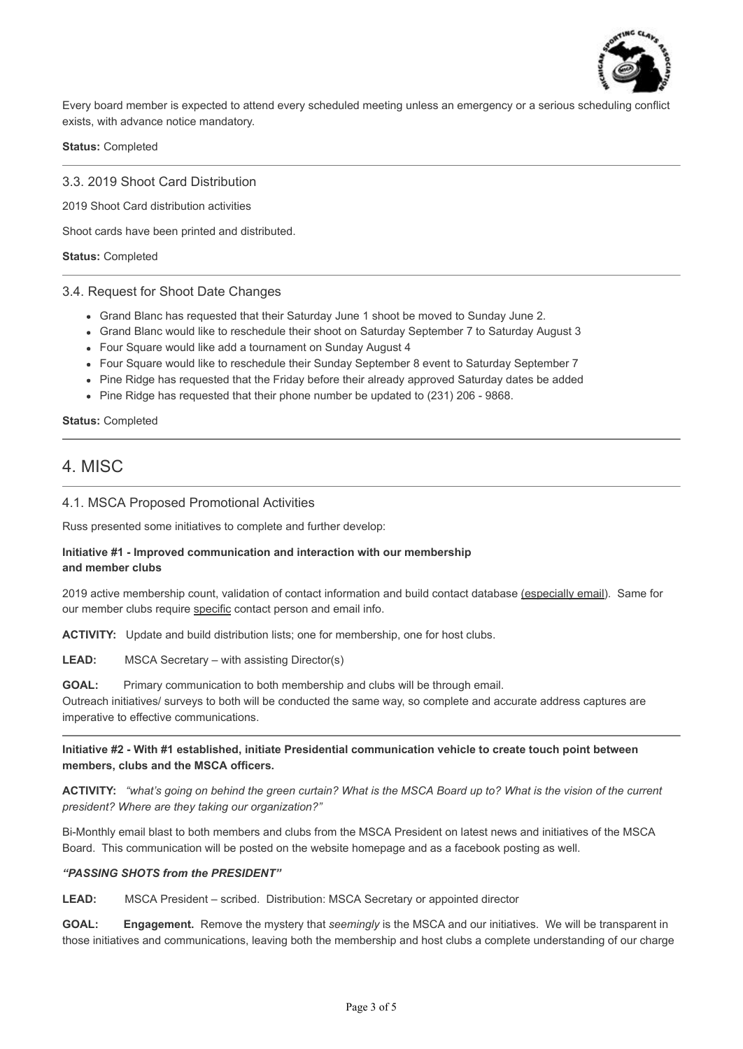Every board member is expected to attend every scheduled meeting unless an emergency or a serious scheduling conflict exists, with advance notice mandatory.

**Status:** Completed

---

### 3.3. 2019 Shoot Card Distribution

2019 Shoot Card distribution activities

Shoot cards have been printed and distributed.

**Status:** Completed

---

### 3.4. Request for Shoot Date Changes

- Grand Blanc has requested that their Saturday June 1 shoot be moved to Sunday June 2.
- Grand Blanc would like to reschedule their shoot on Saturday September 7 to Saturday August 3
- Four Square would like add a tournament on Sunday August 4
- Four Square would like to reschedule their Sunday September 8 event to Saturday September 7
- Pine Ridge has requested that the Friday before their already approved Saturday dates be added
- Pine Ridge has requested that their phone number be updated to (231) 206 - 9868.

**Status:** Completed

---

## 4. MISC

---

### 4.1. MSCA Proposed Promotional Activities

Russ presented some initiatives to complete and further develop:

**Initiative #1 - Improved communication and interaction with our membership and member clubs**

2019 active membership count, validation of contact information and build contact database (especially email). Same for our member clubs require specific contact person and email info.

**ACTIVITY:** Update and build distribution lists; one for membership, one for host clubs.

**LEAD:** MSCA Secretary – with assisting Director(s)

**GOAL:** Primary communication to both membership and clubs will be through email.
Outreach initiatives/ surveys to both will be conducted the same way, so complete and accurate address captures are imperative to effective communications.

---

**Initiative #2 - With #1 established, initiate Presidential communication vehicle to create touch point between members, clubs and the MSCA officers.**

**ACTIVITY:** *"what's going on behind the green curtain? What is the MSCA Board up to? What is the vision of the current president? Where are they taking our organization?"*

Bi-Monthly email blast to both members and clubs from the MSCA President on latest news and initiatives of the MSCA Board. This communication will be posted on the website homepage and as a facebook posting as well.

***"PASSING SHOTS from the PRESIDENT"***

**LEAD:** MSCA President – scribed. Distribution: MSCA Secretary or appointed director

**GOAL:** **Engagement.** Remove the mystery that *seemingly* is the MSCA and our initiatives. We will be transparent in those initiatives and communications, leaving both the membership and host clubs a complete understanding of our charge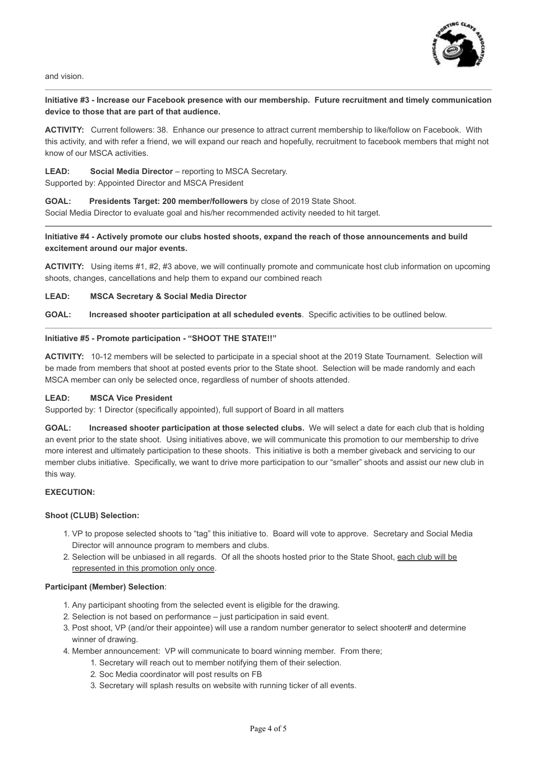and vision.

---

**Initiative #3 - Increase our Facebook presence with our membership. Future recruitment and timely communication device to those that are part of that audience.**

**ACTIVITY:** Current followers: 38. Enhance our presence to attract current membership to like/follow on Facebook. With this activity, and with refer a friend, we will expand our reach and hopefully, recruitment to facebook members that might not know of our MSCA activities.

**LEAD:** **Social Media Director** – reporting to MSCA Secretary.
Supported by: Appointed Director and MSCA President

**GOAL:** **Presidents Target: 200 member/followers** by close of 2019 State Shoot.
Social Media Director to evaluate goal and his/her recommended activity needed to hit target.

---

**Initiative #4 - Actively promote our clubs hosted shoots, expand the reach of those announcements and build excitement around our major events.**

**ACTIVITY:** Using items #1, #2, #3 above, we will continually promote and communicate host club information on upcoming shoots, changes, cancellations and help them to expand our combined reach

**LEAD:** **MSCA Secretary & Social Media Director**

**GOAL:** **Increased shooter participation at all scheduled events**. Specific activities to be outlined below.

---

**Initiative #5 - Promote participation - "SHOOT THE STATE!!"**

**ACTIVITY:** 10-12 members will be selected to participate in a special shoot at the 2019 State Tournament. Selection will be made from members that shoot at posted events prior to the State shoot. Selection will be made randomly and each MSCA member can only be selected once, regardless of number of shoots attended.

**LEAD:** **MSCA Vice President**
Supported by: 1 Director (specifically appointed), full support of Board in all matters

**GOAL:** **Increased shooter participation at those selected clubs.** We will select a date for each club that is holding an event prior to the state shoot. Using initiatives above, we will communicate this promotion to our membership to drive more interest and ultimately participation to these shoots. This initiative is both a member giveback and servicing to our member clubs initiative. Specifically, we want to drive more participation to our "smaller" shoots and assist our new club in this way.

**EXECUTION:**

**Shoot (CLUB) Selection:**

1. VP to propose selected shoots to "tag" this initiative to. Board will vote to approve. Secretary and Social Media Director will announce program to members and clubs.
2. Selection will be unbiased in all regards. Of all the shoots hosted prior to the State Shoot, <u>each club will be represented in this promotion only once</u>.

**Participant (Member) Selection**:

1. Any participant shooting from the selected event is eligible for the drawing.
2. Selection is not based on performance – just participation in said event.
3. Post shoot, VP (and/or their appointee) will use a random number generator to select shooter# and determine winner of drawing.
4. Member announcement: VP will communicate to board winning member. From there;
    1. Secretary will reach out to member notifying them of their selection.
    2. Soc Media coordinator will post results on FB
    3. Secretary will splash results on website with running ticker of all events.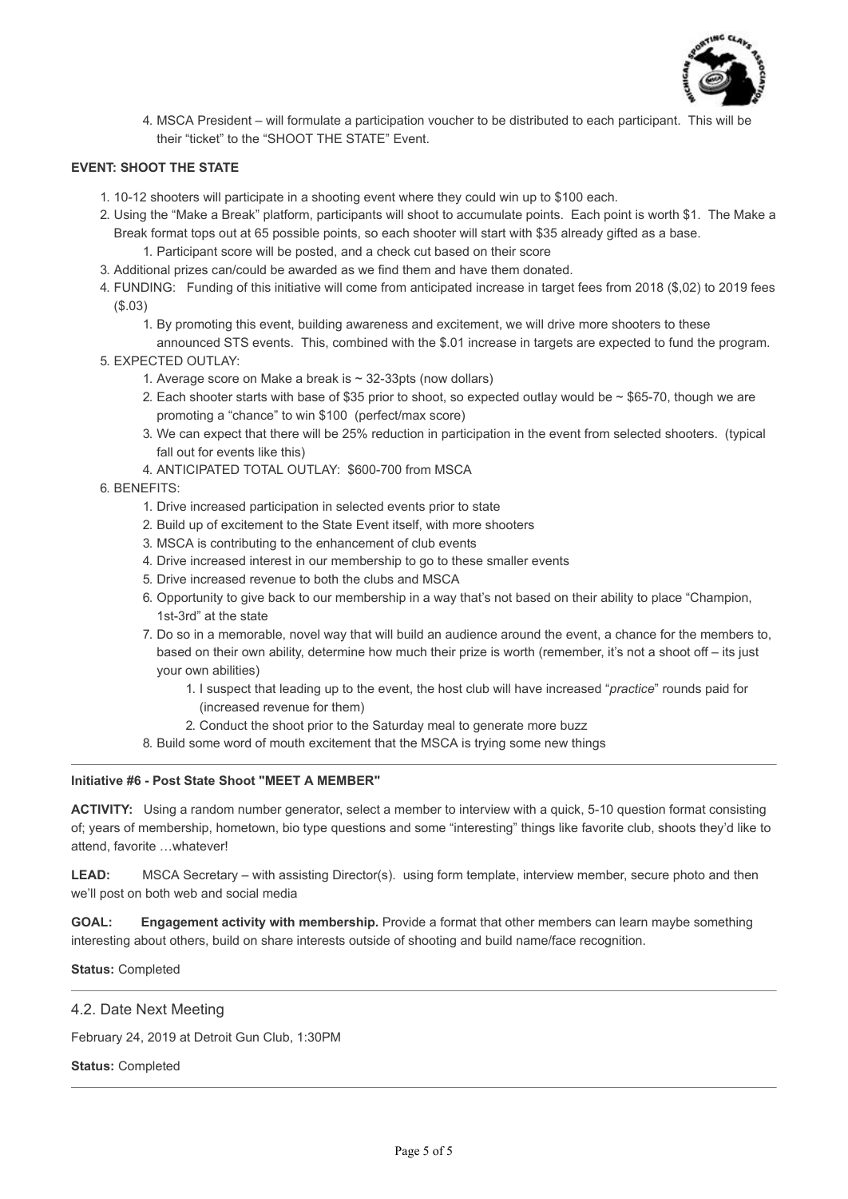4. MSCA President – will formulate a participation voucher to be distributed to each participant. This will be their "ticket" to the "SHOOT THE STATE" Event.

**EVENT: SHOOT THE STATE**

1. 10-12 shooters will participate in a shooting event where they could win up to $100 each.
2. Using the "Make a Break" platform, participants will shoot to accumulate points. Each point is worth $1. The Make a Break format tops out at 65 possible points, so each shooter will start with $35 already gifted as a base.
    1. Participant score will be posted, and a check cut based on their score
3. Additional prizes can/could be awarded as we find them and have them donated.
4. FUNDING: Funding of this initiative will come from anticipated increase in target fees from 2018 ($,02) to 2019 fees ($.03)
    1. By promoting this event, building awareness and excitement, we will drive more shooters to these announced STS events. This, combined with the $.01 increase in targets are expected to fund the program.
5. EXPECTED OUTLAY:
    1. Average score on Make a break is ~ 32-33pts (now dollars)
    2. Each shooter starts with base of $35 prior to shoot, so expected outlay would be ~ $65-70, though we are promoting a "chance" to win $100 (perfect/max score)
    3. We can expect that there will be 25% reduction in participation in the event from selected shooters. (typical fall out for events like this)
    4. ANTICIPATED TOTAL OUTLAY: $600-700 from MSCA
6. BENEFITS:
    1. Drive increased participation in selected events prior to state
    2. Build up of excitement to the State Event itself, with more shooters
    3. MSCA is contributing to the enhancement of club events
    4. Drive increased interest in our membership to go to these smaller events
    5. Drive increased revenue to both the clubs and MSCA
    6. Opportunity to give back to our membership in a way that's not based on their ability to place "Champion, 1st-3rd" at the state
    7. Do so in a memorable, novel way that will build an audience around the event, a chance for the members to, based on their own ability, determine how much their prize is worth (remember, it's not a shoot off – its just your own abilities)
        1. I suspect that leading up to the event, the host club will have increased "*practice*" rounds paid for (increased revenue for them)
        2. Conduct the shoot prior to the Saturday meal to generate more buzz
    8. Build some word of mouth excitement that the MSCA is trying some new things

---

**Initiative #6 - Post State Shoot "MEET A MEMBER"**

**ACTIVITY:** Using a random number generator, select a member to interview with a quick, 5-10 question format consisting of; years of membership, hometown, bio type questions and some "interesting" things like favorite club, shoots they'd like to attend, favorite …whatever!

**LEAD:** MSCA Secretary – with assisting Director(s). using form template, interview member, secure photo and then we'll post on both web and social media

**GOAL:** **Engagement activity with membership.** Provide a format that other members can learn maybe something interesting about others, build on share interests outside of shooting and build name/face recognition.

**Status:** Completed

---

## 4.2. Date Next Meeting

February 24, 2019 at Detroit Gun Club, 1:30PM

**Status:** Completed